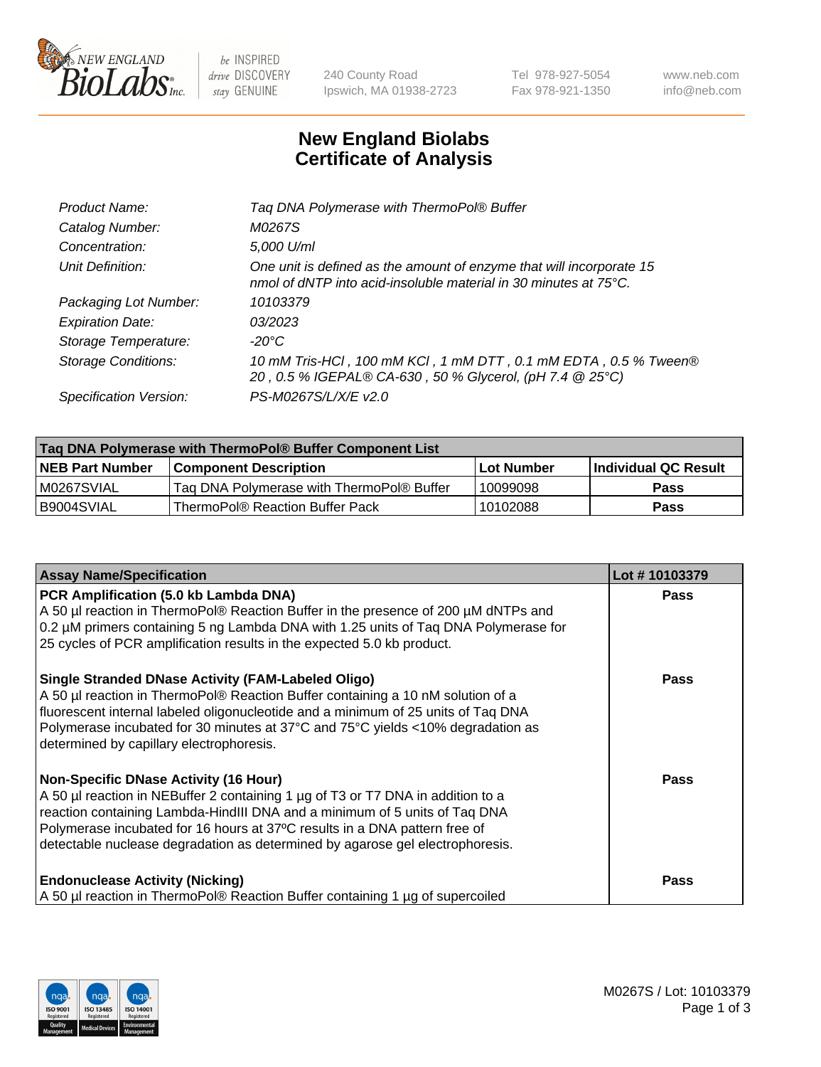# New England Biolabs
# Certificate of Analysis

| | |
|---|---|
| *Product Name:* | *Taq DNA Polymerase with ThermoPol® Buffer* |
| *Catalog Number:* | *M0267S* |
| *Concentration:* | *5,000 U/ml* |
| *Unit Definition:* | *One unit is defined as the amount of enzyme that will incorporate 15 nmol of dNTP into acid-insoluble material in 30 minutes at 75°C.* |
| *Packaging Lot Number:* | *10103379* |
| *Expiration Date:* | *03/2023* |
| *Storage Temperature:* | *-20°C* |
| *Storage Conditions:* | *10 mM Tris-HCl , 100 mM KCl , 1 mM DTT , 0.1 mM EDTA , 0.5 % Tween® 20 , 0.5 % IGEPAL® CA-630 , 50 % Glycerol, (pH 7.4 @ 25°C)* |
| *Specification Version:* | *PS-M0267S/L/X/E v2.0* |

| Taq DNA Polymerase with ThermoPol® Buffer Component List | | | |
|---|---|---|---|
| **NEB Part Number** | **Component Description** | **Lot Number** | **Individual QC Result** |
| M0267SVIAL | Taq DNA Polymerase with ThermoPol® Buffer | 10099098 | **Pass** |
| B9004SVIAL | ThermoPol® Reaction Buffer Pack | 10102088 | **Pass** |

| Assay Name/Specification | Lot # 10103379 |
|---|---|
| **PCR Amplification (5.0 kb Lambda DNA)**<br>A 50 µl reaction in ThermoPol® Reaction Buffer in the presence of 200 µM dNTPs and 0.2 µM primers containing 5 ng Lambda DNA with 1.25 units of Taq DNA Polymerase for 25 cycles of PCR amplification results in the expected 5.0 kb product. | **Pass** |
| **Single Stranded DNase Activity (FAM-Labeled Oligo)**<br>A 50 µl reaction in ThermoPol® Reaction Buffer containing a 10 nM solution of a fluorescent internal labeled oligonucleotide and a minimum of 25 units of Taq DNA Polymerase incubated for 30 minutes at 37°C and 75°C yields <10% degradation as determined by capillary electrophoresis. | **Pass** |
| **Non-Specific DNase Activity (16 Hour)**<br>A 50 µl reaction in NEBuffer 2 containing 1 µg of T3 or T7 DNA in addition to a reaction containing Lambda-HindIII DNA and a minimum of 5 units of Taq DNA Polymerase incubated for 16 hours at 37ºC results in a DNA pattern free of detectable nuclease degradation as determined by agarose gel electrophoresis. | **Pass** |
| **Endonuclease Activity (Nicking)**<br>A 50 µl reaction in ThermoPol® Reaction Buffer containing 1 µg of supercoiled | **Pass** |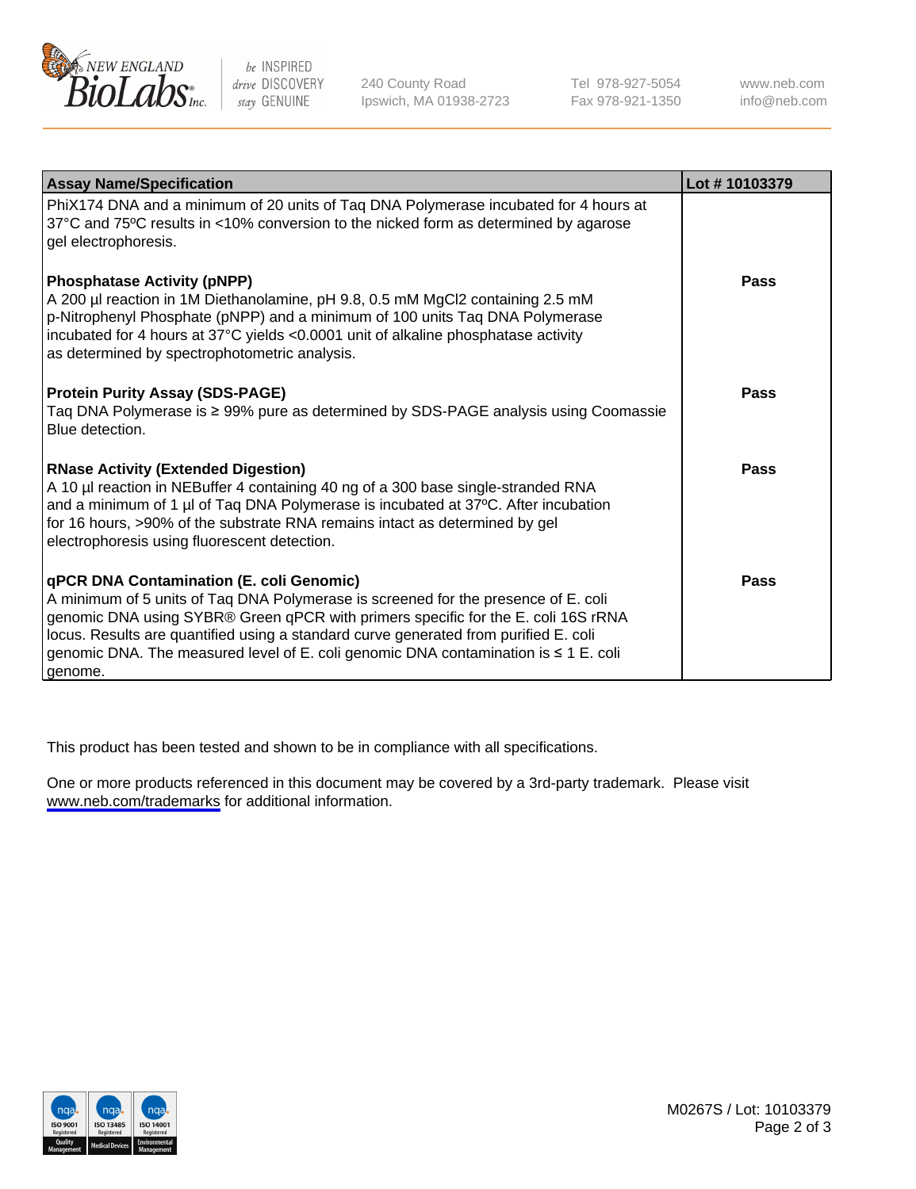| Assay Name/Specification | Lot # 10103379 |
|---|---|
| PhiX174 DNA and a minimum of 20 units of Taq DNA Polymerase incubated for 4 hours at 37°C and 75ºC results in <10% conversion to the nicked form as determined by agarose gel electrophoresis. | |
| **Phosphatase Activity (pNPP)**<br>A 200 µl reaction in 1M Diethanolamine, pH 9.8, 0.5 mM MgCl2 containing 2.5 mM p-Nitrophenyl Phosphate (pNPP) and a minimum of 100 units Taq DNA Polymerase incubated for 4 hours at 37°C yields <0.0001 unit of alkaline phosphatase activity as determined by spectrophotometric analysis. | **Pass** |
| **Protein Purity Assay (SDS-PAGE)**<br>Taq DNA Polymerase is ≥ 99% pure as determined by SDS-PAGE analysis using Coomassie Blue detection. | **Pass** |
| **RNase Activity (Extended Digestion)**<br>A 10 µl reaction in NEBuffer 4 containing 40 ng of a 300 base single-stranded RNA and a minimum of 1 µl of Taq DNA Polymerase is incubated at 37ºC. After incubation for 16 hours, >90% of the substrate RNA remains intact as determined by gel electrophoresis using fluorescent detection. | **Pass** |
| **qPCR DNA Contamination (E. coli Genomic)**<br>A minimum of 5 units of Taq DNA Polymerase is screened for the presence of E. coli genomic DNA using SYBR® Green qPCR with primers specific for the E. coli 16S rRNA locus. Results are quantified using a standard curve generated from purified E. coli genomic DNA. The measured level of E. coli genomic DNA contamination is ≤ 1 E. coli genome. | **Pass** |

This product has been tested and shown to be in compliance with all specifications.

One or more products referenced in this document may be covered by a 3rd-party trademark. Please visit www.neb.com/trademarks for additional information.

M0267S / Lot: 10103379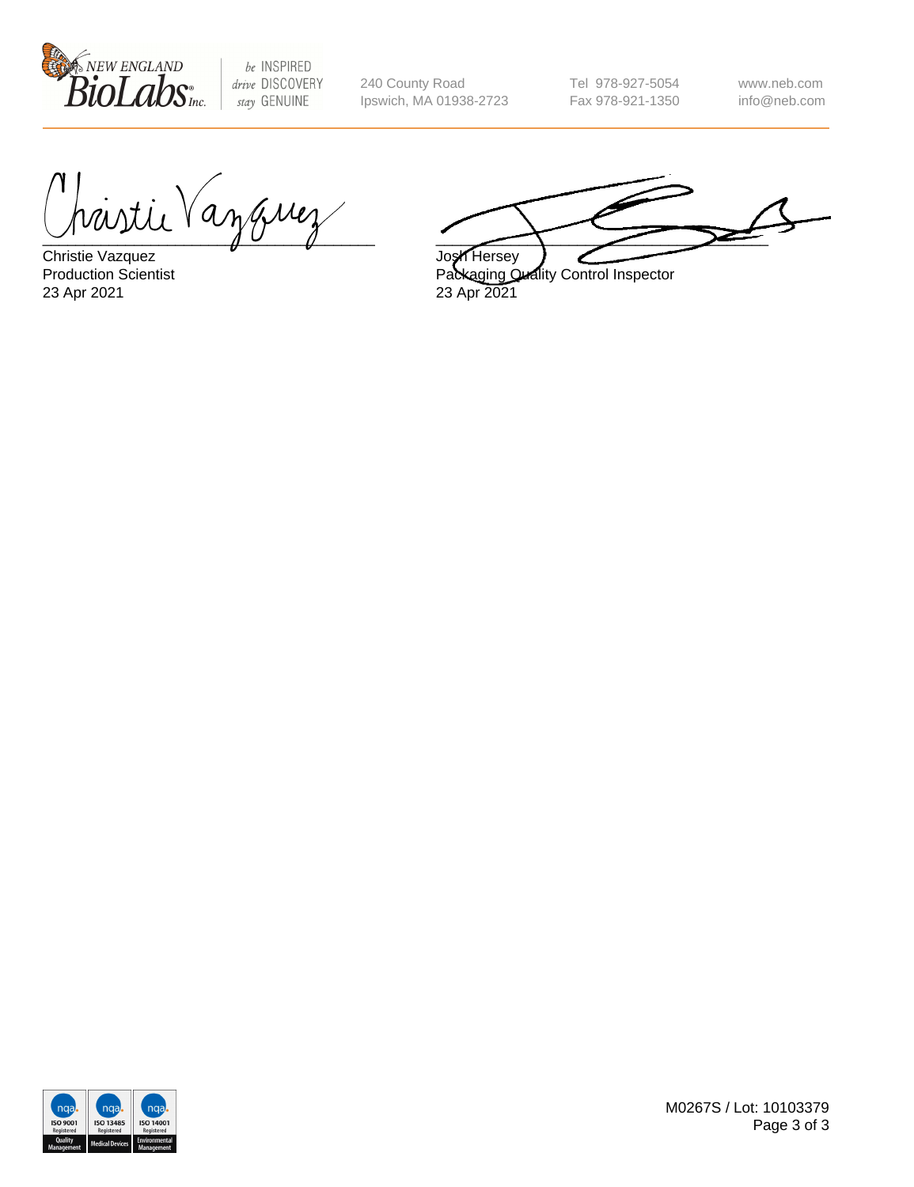NEW ENGLAND BioLabs Inc.

be INSPIRED
drive DISCOVERY
stay GENUINE

240 County Road
Ipswich, MA 01938-2723

Tel 978-927-5054
Fax 978-921-1350

www.neb.com
info@neb.com

Christie Vazquez
Production Scientist
23 Apr 2021

Josh Hersey
Packaging Quality Control Inspector
23 Apr 2021

M0267S / Lot: 10103379